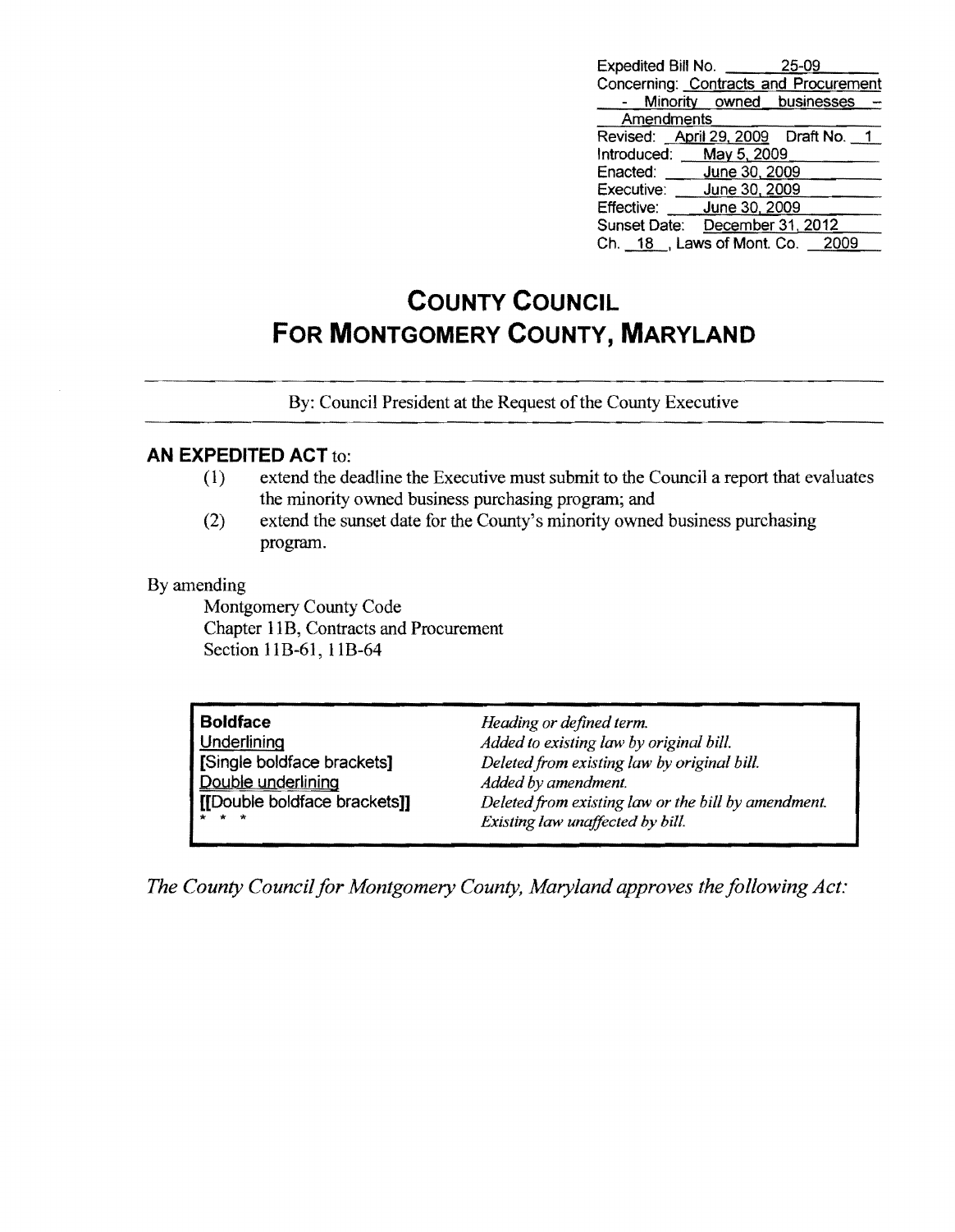Expedited Bill No. 25-09
Concerning: Contracts and Procurement - Minority owned businesses - Amendments
Revised: April 29, 2009 Draft No. 1
Introduced: May 5, 2009
Enacted: June 30, 2009
Executive: June 30, 2009
Effective: June 30, 2009
Sunset Date: December 31, 2012
Ch. 18, Laws of Mont. Co. 2009

# COUNTY COUNCIL FOR MONTGOMERY COUNTY, MARYLAND

By: Council President at the Request of the County Executive

## AN EXPEDITED ACT to:

(1) extend the deadline the Executive must submit to the Council a report that evaluates the minority owned business purchasing program; and

(2) extend the sunset date for the County's minority owned business purchasing program.

By amending

Montgomery County Code
Chapter 11B, Contracts and Procurement
Section 11B-61, 11B-64

| | |
|---|---|
| **Boldface** | *Heading or defined term.* |
| Underlining | *Added to existing law by original bill.* |
| **[Single boldface brackets]** | *Deleted from existing law by original bill.* |
| Double underlining | *Added by amendment.* |
| **[[Double boldface brackets]]** | *Deleted from existing law or the bill by amendment.* |
| * * * | *Existing law unaffected by bill.* |

*The County Council for Montgomery County, Maryland approves the following Act:*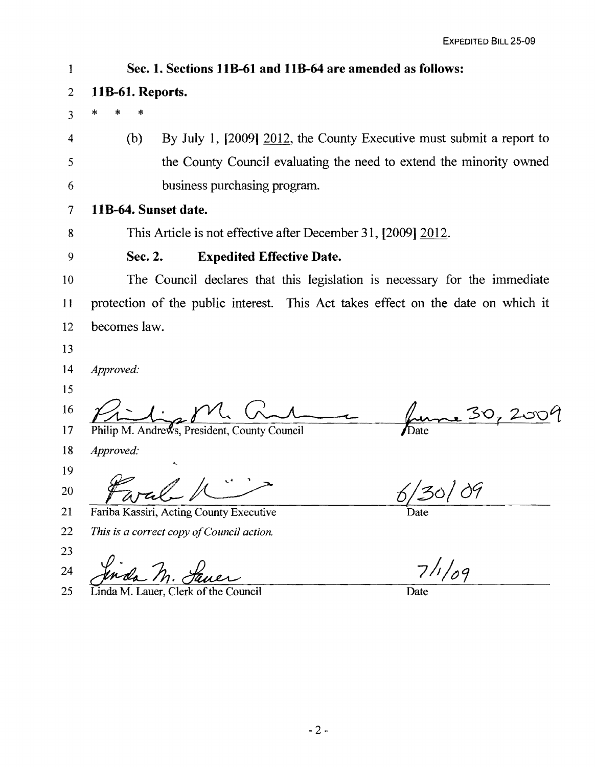**Sec. 1. Sections 11B-61 and 11B-64 are amended as follows:**

**11B-61. Reports.**

\* \* \*

(b) By July 1, [2009] 2012, the County Executive must submit a report to the County Council evaluating the need to extend the minority owned business purchasing program.

**11B-64. Sunset date.**

This Article is not effective after December 31, [2009] 2012.

**Sec. 2. Expedited Effective Date.**

The Council declares that this legislation is necessary for the immediate protection of the public interest. This Act takes effect on the date on which it becomes law.

*Approved:*

Philip M. Andrews, President, County Council — June 30, 2009 (Date)

*Approved:*

Fariba Kassiri, Acting County Executive — 6/30/09 (Date)

*This is a correct copy of Council action.*

Linda M. Lauer, Clerk of the Council — 7/1/09 (Date)